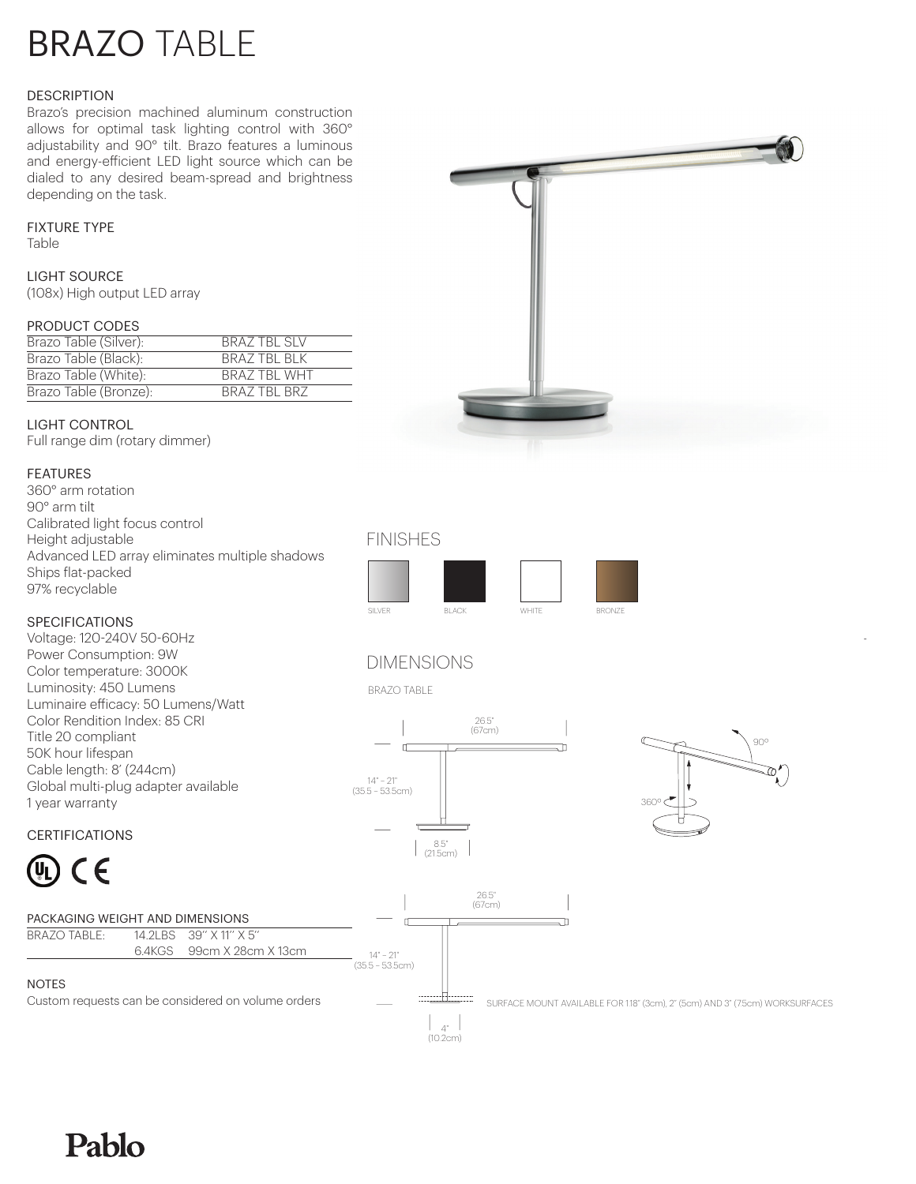# BRAZO TABLE

## DESCRIPTION

Brazo's precision machined aluminum construction allows for optimal task lighting control with 360° adjustability and 90° tilt. Brazo features a luminous and energy-efficient LED light source which can be dialed to any desired beam-spread and brightness depending on the task.

## FIXTURE TYPE

Table

## LIGHT SOURCE

(108x) High output LED array

## PRODUCT CODES

| | |
|---|---|
| Brazo Table (Silver): | BRAZ TBL SLV |
| Brazo Table (Black): | BRAZ TBL BLK |
| Brazo Table (White): | BRAZ TBL WHT |
| Brazo Table (Bronze): | BRAZ TBL BRZ |

## LIGHT CONTROL

Full range dim (rotary dimmer)

## FEATURES

360° arm rotation
90° arm tilt
Calibrated light focus control
Height adjustable
Advanced LED array eliminates multiple shadows
Ships flat-packed
97% recyclable

## SPECIFICATIONS

Voltage: 120-240V 50-60Hz
Power Consumption: 9W
Color temperature: 3000K
Luminosity: 450 Lumens
Luminaire efficacy: 50 Lumens/Watt
Color Rendition Index: 85 CRI
Title 20 compliant
50K hour lifespan
Cable length: 8' (244cm)
Global multi-plug adapter available
1 year warranty

## CERTIFICATIONS

## PACKAGING WEIGHT AND DIMENSIONS

| | | |
|---|---|---|
| BRAZO TABLE: | 14.2LBS | 39'' X 11'' X 5'' |
| | 6.4KGS | 99cm X 28cm X 13cm |

## NOTES

Custom requests can be considered on volume orders

## FINISHES

SILVER BLACK WHITE BRONZE

## DIMENSIONS

BRAZO TABLE

26.5" (67cm)

14" - 21" (35.5 - 53.5cm)

8.5" (21.5cm)

90°

360°

26.5" (67cm)

14" - 21" (35.5 - 53.5cm)

4" (10.2cm)

SURFACE MOUNT AVAILABLE FOR 1.18" (3cm), 2" (5cm) AND 3" (7.5cm) WORKSURFACES

Pablo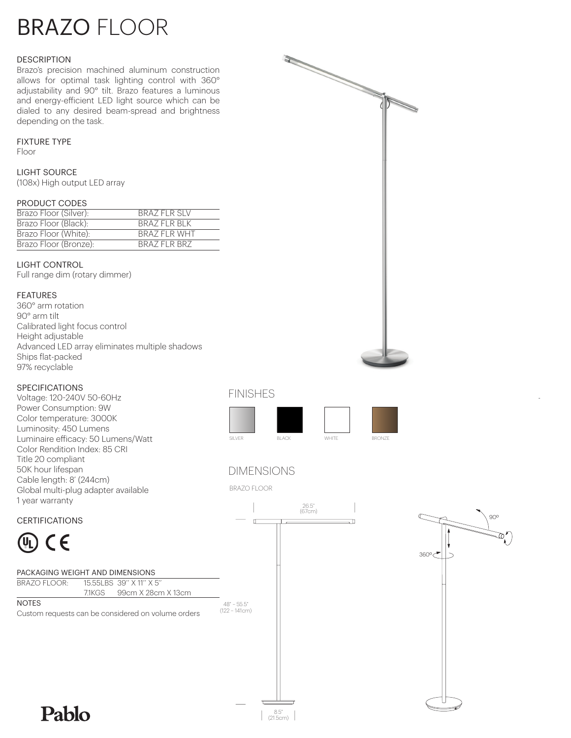# BRAZO FLOOR

## DESCRIPTION

Brazo's precision machined aluminum construction allows for optimal task lighting control with 360° adjustability and 90° tilt. Brazo features a luminous and energy-efficient LED light source which can be dialed to any desired beam-spread and brightness depending on the task.

## FIXTURE TYPE

Floor

## LIGHT SOURCE

(108x) High output LED array

## PRODUCT CODES

| | |
|---|---|
| Brazo Floor (Silver): | BRAZ FLR SLV |
| Brazo Floor (Black): | BRAZ FLR BLK |
| Brazo Floor (White): | BRAZ FLR WHT |
| Brazo Floor (Bronze): | BRAZ FLR BRZ |

## LIGHT CONTROL

Full range dim (rotary dimmer)

## FEATURES

360° arm rotation
90° arm tilt
Calibrated light focus control
Height adjustable
Advanced LED array eliminates multiple shadows
Ships flat-packed
97% recyclable

## SPECIFICATIONS

Voltage: 120-240V 50-60Hz
Power Consumption: 9W
Color temperature: 3000K
Luminosity: 450 Lumens
Luminaire efficacy: 50 Lumens/Watt
Color Rendition Index: 85 CRI
Title 20 compliant
50K hour lifespan
Cable length: 8' (244cm)
Global multi-plug adapter available
1 year warranty

## CERTIFICATIONS

## PACKAGING WEIGHT AND DIMENSIONS

| | | |
|---|---|---|
| BRAZO FLOOR: | 15.55LBS | 39'' X 11'' X 5'' |
| | 7.1KGS | 99cm X 28cm X 13cm |

## NOTES

Custom requests can be considered on volume orders

## FINISHES

SILVER
BLACK
WHITE
BRONZE

## DIMENSIONS

BRAZO FLOOR

26.5" (67cm)
48" – 55.5" (122 – 141cm)
8.5" (21.5cm)
90°
360°

Pablo